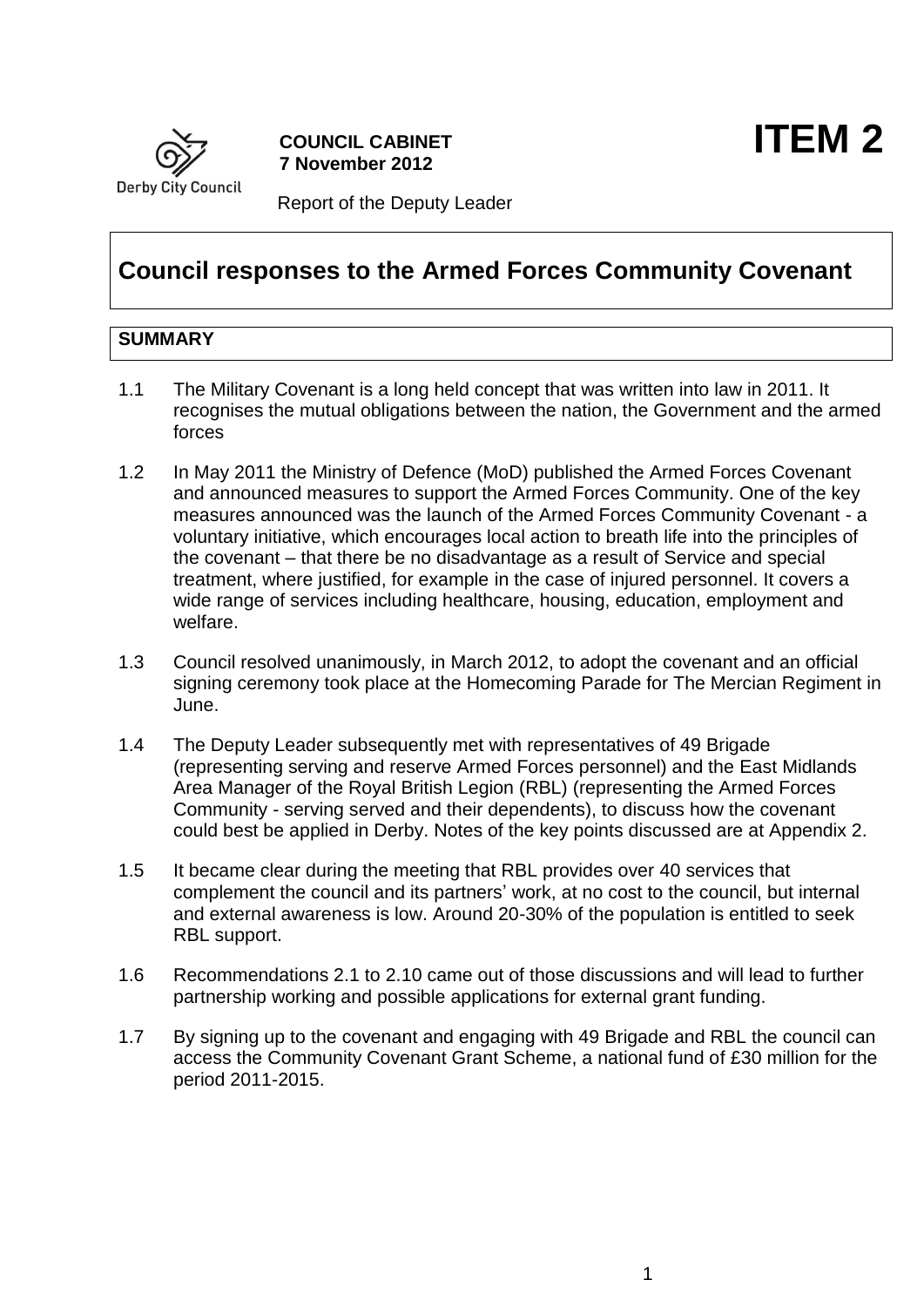Derby City Council

**COUNCIL CABINET**
**7 November 2012**

**ITEM 2**

Report of the Deputy Leader

# Council responses to the Armed Forces Community Covenant

## SUMMARY

1.1 The Military Covenant is a long held concept that was written into law in 2011. It recognises the mutual obligations between the nation, the Government and the armed forces

1.2 In May 2011 the Ministry of Defence (MoD) published the Armed Forces Covenant and announced measures to support the Armed Forces Community. One of the key measures announced was the launch of the Armed Forces Community Covenant - a voluntary initiative, which encourages local action to breath life into the principles of the covenant – that there be no disadvantage as a result of Service and special treatment, where justified, for example in the case of injured personnel. It covers a wide range of services including healthcare, housing, education, employment and welfare.

1.3 Council resolved unanimously, in March 2012, to adopt the covenant and an official signing ceremony took place at the Homecoming Parade for The Mercian Regiment in June.

1.4 The Deputy Leader subsequently met with representatives of 49 Brigade (representing serving and reserve Armed Forces personnel) and the East Midlands Area Manager of the Royal British Legion (RBL) (representing the Armed Forces Community - serving served and their dependents), to discuss how the covenant could best be applied in Derby. Notes of the key points discussed are at Appendix 2.

1.5 It became clear during the meeting that RBL provides over 40 services that complement the council and its partners' work, at no cost to the council, but internal and external awareness is low. Around 20-30% of the population is entitled to seek RBL support.

1.6 Recommendations 2.1 to 2.10 came out of those discussions and will lead to further partnership working and possible applications for external grant funding.

1.7 By signing up to the covenant and engaging with 49 Brigade and RBL the council can access the Community Covenant Grant Scheme, a national fund of £30 million for the period 2011-2015.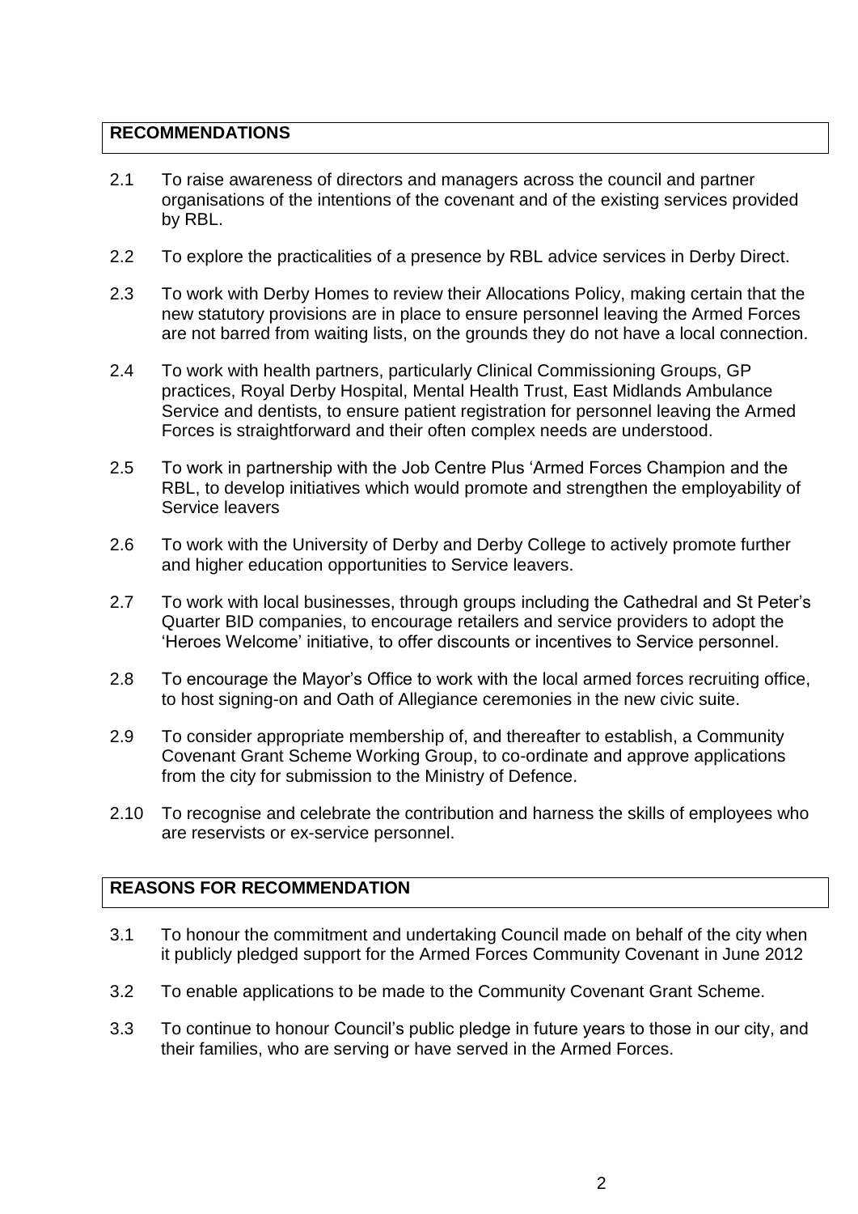## RECOMMENDATIONS

2.1 To raise awareness of directors and managers across the council and partner organisations of the intentions of the covenant and of the existing services provided by RBL.

2.2 To explore the practicalities of a presence by RBL advice services in Derby Direct.

2.3 To work with Derby Homes to review their Allocations Policy, making certain that the new statutory provisions are in place to ensure personnel leaving the Armed Forces are not barred from waiting lists, on the grounds they do not have a local connection.

2.4 To work with health partners, particularly Clinical Commissioning Groups, GP practices, Royal Derby Hospital, Mental Health Trust, East Midlands Ambulance Service and dentists, to ensure patient registration for personnel leaving the Armed Forces is straightforward and their often complex needs are understood.

2.5 To work in partnership with the Job Centre Plus 'Armed Forces Champion and the RBL, to develop initiatives which would promote and strengthen the employability of Service leavers

2.6 To work with the University of Derby and Derby College to actively promote further and higher education opportunities to Service leavers.

2.7 To work with local businesses, through groups including the Cathedral and St Peter's Quarter BID companies, to encourage retailers and service providers to adopt the 'Heroes Welcome' initiative, to offer discounts or incentives to Service personnel.

2.8 To encourage the Mayor's Office to work with the local armed forces recruiting office, to host signing-on and Oath of Allegiance ceremonies in the new civic suite.

2.9 To consider appropriate membership of, and thereafter to establish, a Community Covenant Grant Scheme Working Group, to co-ordinate and approve applications from the city for submission to the Ministry of Defence.

2.10 To recognise and celebrate the contribution and harness the skills of employees who are reservists or ex-service personnel.

## REASONS FOR RECOMMENDATION

3.1 To honour the commitment and undertaking Council made on behalf of the city when it publicly pledged support for the Armed Forces Community Covenant in June 2012

3.2 To enable applications to be made to the Community Covenant Grant Scheme.

3.3 To continue to honour Council's public pledge in future years to those in our city, and their families, who are serving or have served in the Armed Forces.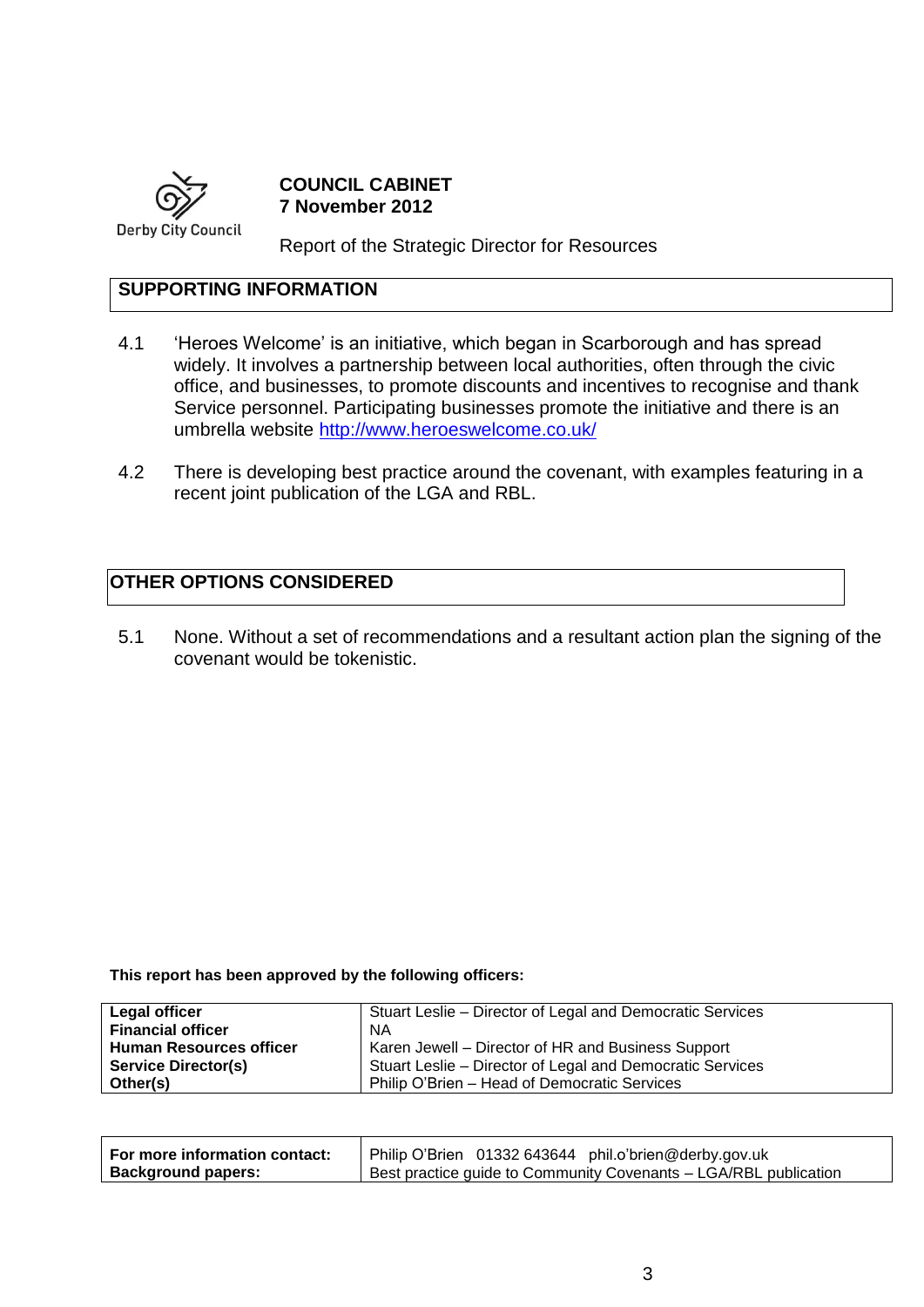**COUNCIL CABINET**
**7 November 2012**

Derby City Council

Report of the Strategic Director for Resources

## SUPPORTING INFORMATION

4.1 'Heroes Welcome' is an initiative, which began in Scarborough and has spread widely. It involves a partnership between local authorities, often through the civic office, and businesses, to promote discounts and incentives to recognise and thank Service personnel. Participating businesses promote the initiative and there is an umbrella website http://www.heroeswelcome.co.uk/

4.2 There is developing best practice around the covenant, with examples featuring in a recent joint publication of the LGA and RBL.

## OTHER OPTIONS CONSIDERED

5.1 None. Without a set of recommendations and a resultant action plan the signing of the covenant would be tokenistic.

**This report has been approved by the following officers:**

| | |
|---|---|
| **Legal officer** | Stuart Leslie – Director of Legal and Democratic Services |
| **Financial officer** | NA |
| **Human Resources officer** | Karen Jewell – Director of HR and Business Support |
| **Service Director(s)** | Stuart Leslie – Director of Legal and Democratic Services |
| **Other(s)** | Philip O'Brien – Head of Democratic Services |

| | |
|---|---|
| **For more information contact:** | Philip O'Brien 01332 643644 phil.o'brien@derby.gov.uk |
| **Background papers:** | Best practice guide to Community Covenants – LGA/RBL publication |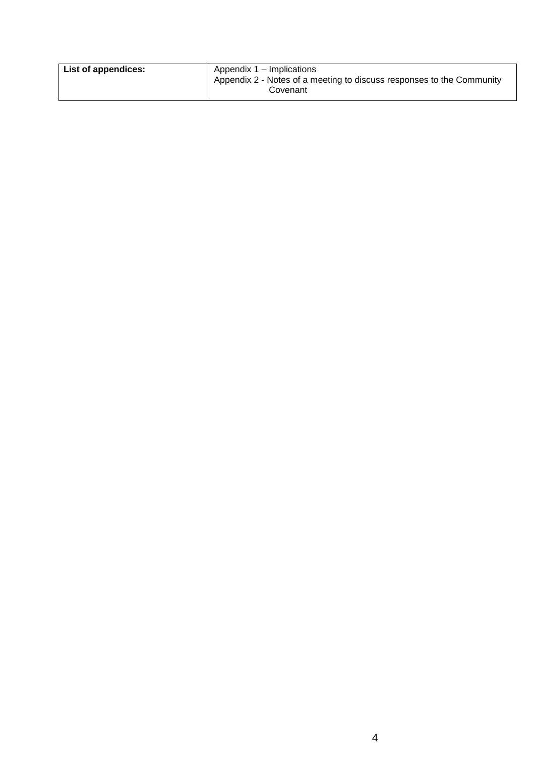| **List of appendices:** | Appendix 1 – Implications<br>Appendix 2 - Notes of a meeting to discuss responses to the Community Covenant |
|---|---|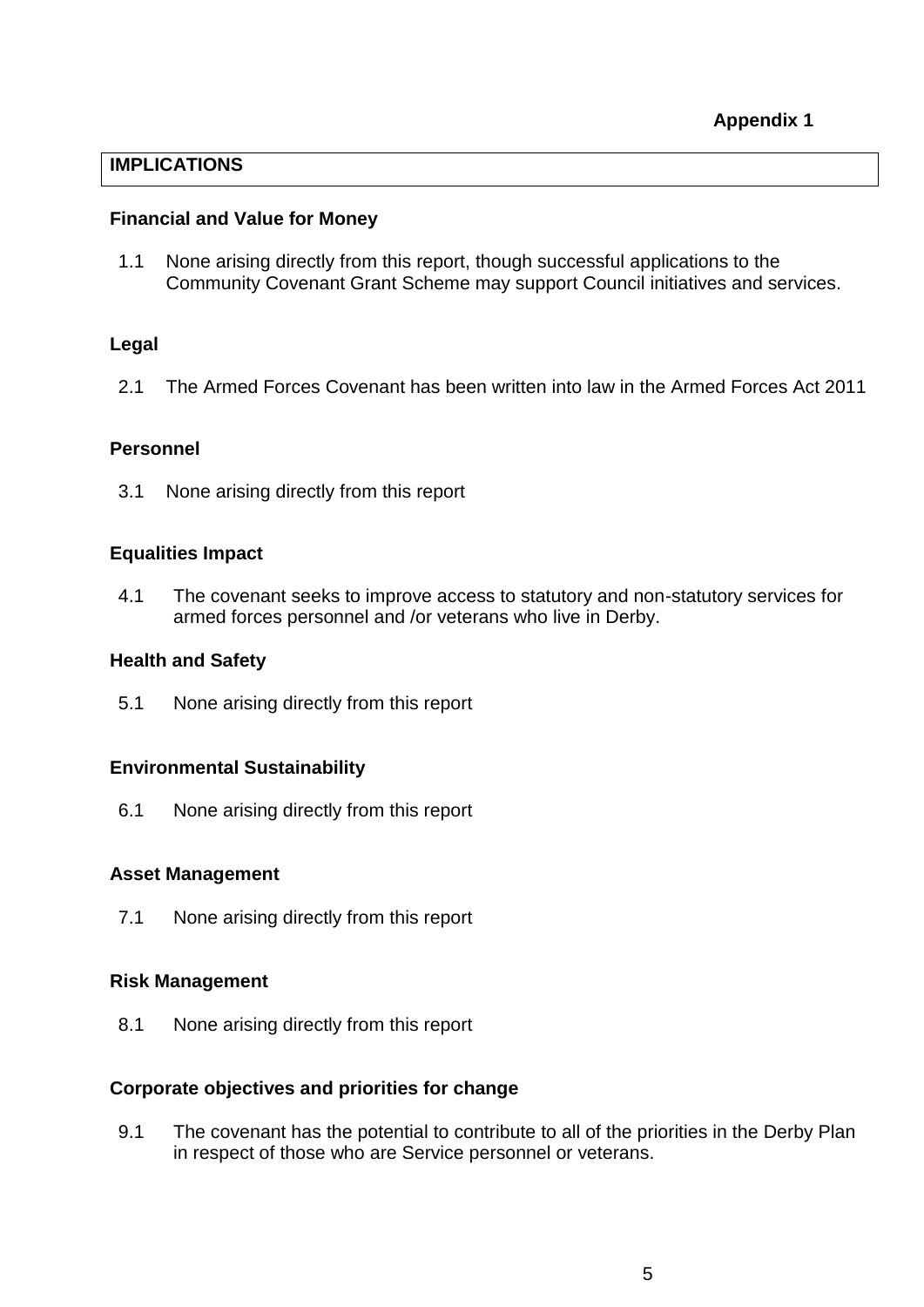**Appendix 1**

## IMPLICATIONS

### Financial and Value for Money

1.1 None arising directly from this report, though successful applications to the Community Covenant Grant Scheme may support Council initiatives and services.

### Legal

2.1 The Armed Forces Covenant has been written into law in the Armed Forces Act 2011

### Personnel

3.1 None arising directly from this report

### Equalities Impact

4.1 The covenant seeks to improve access to statutory and non-statutory services for armed forces personnel and /or veterans who live in Derby.

### Health and Safety

5.1 None arising directly from this report

### Environmental Sustainability

6.1 None arising directly from this report

### Asset Management

7.1 None arising directly from this report

### Risk Management

8.1 None arising directly from this report

### Corporate objectives and priorities for change

9.1 The covenant has the potential to contribute to all of the priorities in the Derby Plan in respect of those who are Service personnel or veterans.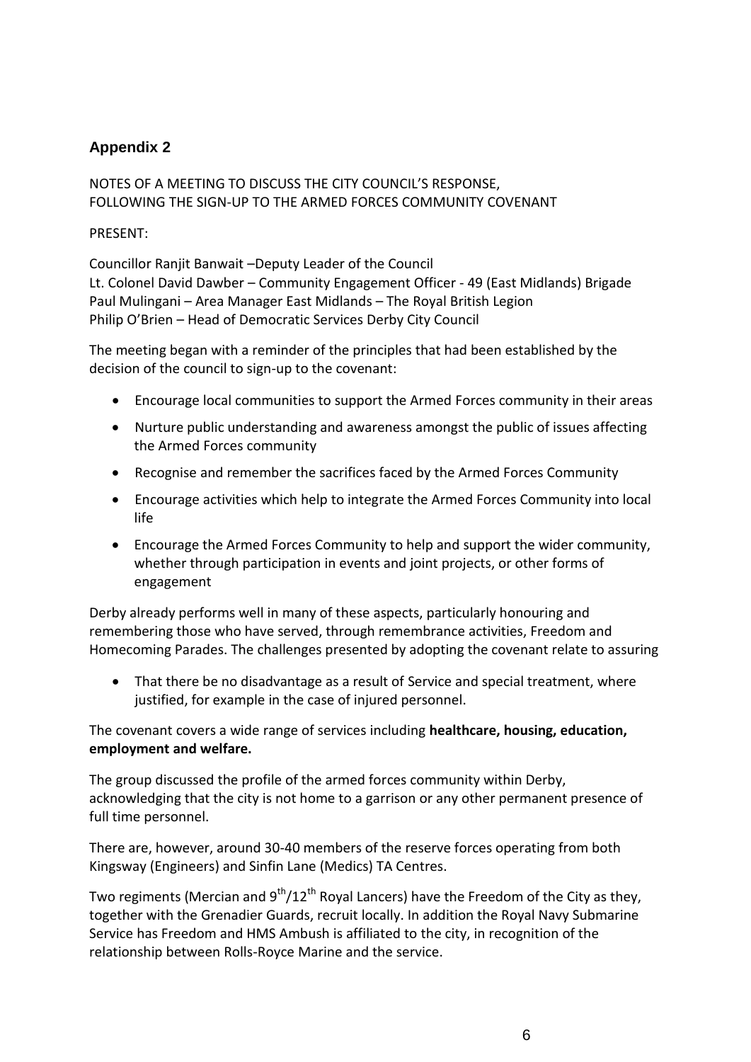## Appendix 2

NOTES OF A MEETING TO DISCUSS THE CITY COUNCIL'S RESPONSE, FOLLOWING THE SIGN-UP TO THE ARMED FORCES COMMUNITY COVENANT

PRESENT:

Councillor Ranjit Banwait –Deputy Leader of the Council
Lt. Colonel David Dawber – Community Engagement Officer - 49 (East Midlands) Brigade
Paul Mulingani – Area Manager East Midlands – The Royal British Legion
Philip O'Brien – Head of Democratic Services Derby City Council

The meeting began with a reminder of the principles that had been established by the decision of the council to sign-up to the covenant:

- Encourage local communities to support the Armed Forces community in their areas
- Nurture public understanding and awareness amongst the public of issues affecting the Armed Forces community
- Recognise and remember the sacrifices faced by the Armed Forces Community
- Encourage activities which help to integrate the Armed Forces Community into local life
- Encourage the Armed Forces Community to help and support the wider community, whether through participation in events and joint projects, or other forms of engagement

Derby already performs well in many of these aspects, particularly honouring and remembering those who have served, through remembrance activities, Freedom and Homecoming Parades. The challenges presented by adopting the covenant relate to assuring

- That there be no disadvantage as a result of Service and special treatment, where justified, for example in the case of injured personnel.

The covenant covers a wide range of services including **healthcare, housing, education, employment and welfare.**

The group discussed the profile of the armed forces community within Derby, acknowledging that the city is not home to a garrison or any other permanent presence of full time personnel.

There are, however, around 30-40 members of the reserve forces operating from both Kingsway (Engineers) and Sinfin Lane (Medics) TA Centres.

Two regiments (Mercian and 9th/12th Royal Lancers) have the Freedom of the City as they, together with the Grenadier Guards, recruit locally. In addition the Royal Navy Submarine Service has Freedom and HMS Ambush is affiliated to the city, in recognition of the relationship between Rolls-Royce Marine and the service.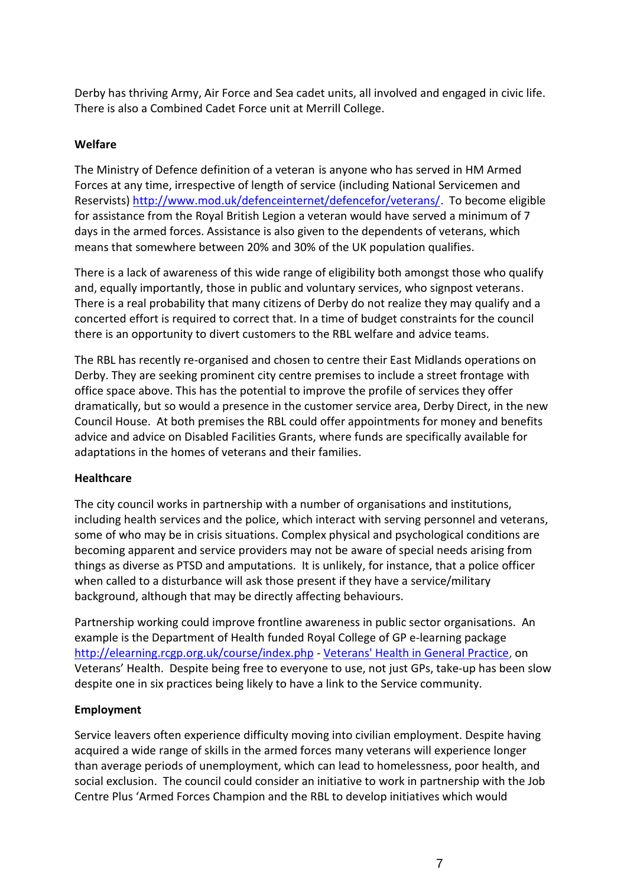Derby has thriving Army, Air Force and Sea cadet units, all involved and engaged in civic life. There is also a Combined Cadet Force unit at Merrill College.

**Welfare**

The Ministry of Defence definition of a veteran is anyone who has served in HM Armed Forces at any time, irrespective of length of service (including National Servicemen and Reservists) http://www.mod.uk/defenceinternet/defencefor/veterans/. To become eligible for assistance from the Royal British Legion a veteran would have served a minimum of 7 days in the armed forces. Assistance is also given to the dependents of veterans, which means that somewhere between 20% and 30% of the UK population qualifies.

There is a lack of awareness of this wide range of eligibility both amongst those who qualify and, equally importantly, those in public and voluntary services, who signpost veterans. There is a real probability that many citizens of Derby do not realize they may qualify and a concerted effort is required to correct that. In a time of budget constraints for the council there is an opportunity to divert customers to the RBL welfare and advice teams.

The RBL has recently re-organised and chosen to centre their East Midlands operations on Derby. They are seeking prominent city centre premises to include a street frontage with office space above. This has the potential to improve the profile of services they offer dramatically, but so would a presence in the customer service area, Derby Direct, in the new Council House. At both premises the RBL could offer appointments for money and benefits advice and advice on Disabled Facilities Grants, where funds are specifically available for adaptations in the homes of veterans and their families.

**Healthcare**

The city council works in partnership with a number of organisations and institutions, including health services and the police, which interact with serving personnel and veterans, some of who may be in crisis situations. Complex physical and psychological conditions are becoming apparent and service providers may not be aware of special needs arising from things as diverse as PTSD and amputations. It is unlikely, for instance, that a police officer when called to a disturbance will ask those present if they have a service/military background, although that may be directly affecting behaviours.

Partnership working could improve frontline awareness in public sector organisations. An example is the Department of Health funded Royal College of GP e-learning package http://elearning.rcgp.org.uk/course/index.php - Veterans' Health in General Practice, on Veterans' Health. Despite being free to everyone to use, not just GPs, take-up has been slow despite one in six practices being likely to have a link to the Service community.

**Employment**

Service leavers often experience difficulty moving into civilian employment. Despite having acquired a wide range of skills in the armed forces many veterans will experience longer than average periods of unemployment, which can lead to homelessness, poor health, and social exclusion. The council could consider an initiative to work in partnership with the Job Centre Plus 'Armed Forces Champion and the RBL to develop initiatives which would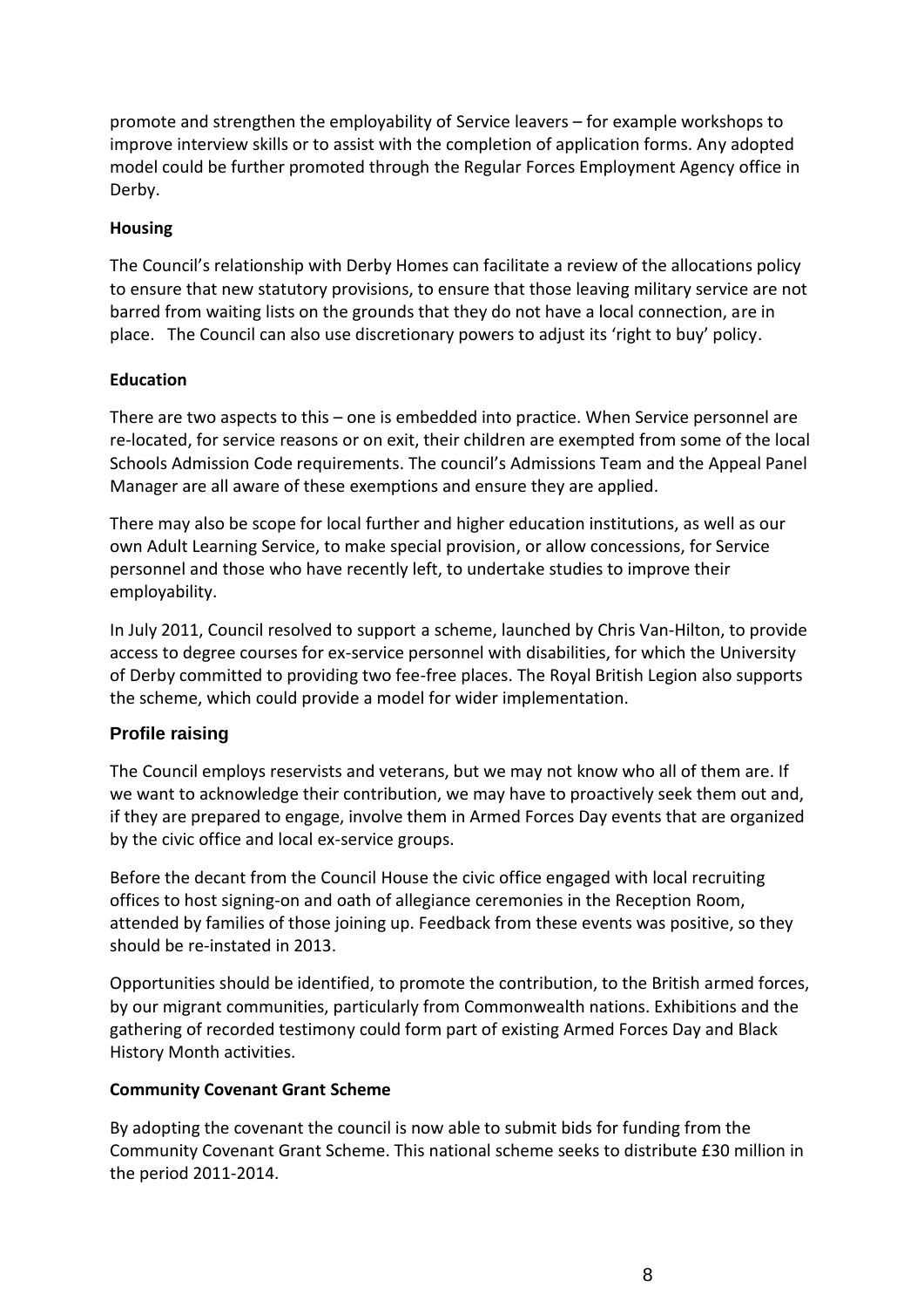promote and strengthen the employability of Service leavers – for example workshops to improve interview skills or to assist with the completion of application forms. Any adopted model could be further promoted through the Regular Forces Employment Agency office in Derby.

**Housing**

The Council's relationship with Derby Homes can facilitate a review of the allocations policy to ensure that new statutory provisions, to ensure that those leaving military service are not barred from waiting lists on the grounds that they do not have a local connection, are in place. The Council can also use discretionary powers to adjust its 'right to buy' policy.

**Education**

There are two aspects to this – one is embedded into practice. When Service personnel are re-located, for service reasons or on exit, their children are exempted from some of the local Schools Admission Code requirements. The council's Admissions Team and the Appeal Panel Manager are all aware of these exemptions and ensure they are applied.

There may also be scope for local further and higher education institutions, as well as our own Adult Learning Service, to make special provision, or allow concessions, for Service personnel and those who have recently left, to undertake studies to improve their employability.

In July 2011, Council resolved to support a scheme, launched by Chris Van-Hilton, to provide access to degree courses for ex-service personnel with disabilities, for which the University of Derby committed to providing two fee-free places. The Royal British Legion also supports the scheme, which could provide a model for wider implementation.

**Profile raising**

The Council employs reservists and veterans, but we may not know who all of them are. If we want to acknowledge their contribution, we may have to proactively seek them out and, if they are prepared to engage, involve them in Armed Forces Day events that are organized by the civic office and local ex-service groups.

Before the decant from the Council House the civic office engaged with local recruiting offices to host signing-on and oath of allegiance ceremonies in the Reception Room, attended by families of those joining up. Feedback from these events was positive, so they should be re-instated in 2013.

Opportunities should be identified, to promote the contribution, to the British armed forces, by our migrant communities, particularly from Commonwealth nations. Exhibitions and the gathering of recorded testimony could form part of existing Armed Forces Day and Black History Month activities.

**Community Covenant Grant Scheme**

By adopting the covenant the council is now able to submit bids for funding from the Community Covenant Grant Scheme. This national scheme seeks to distribute £30 million in the period 2011-2014.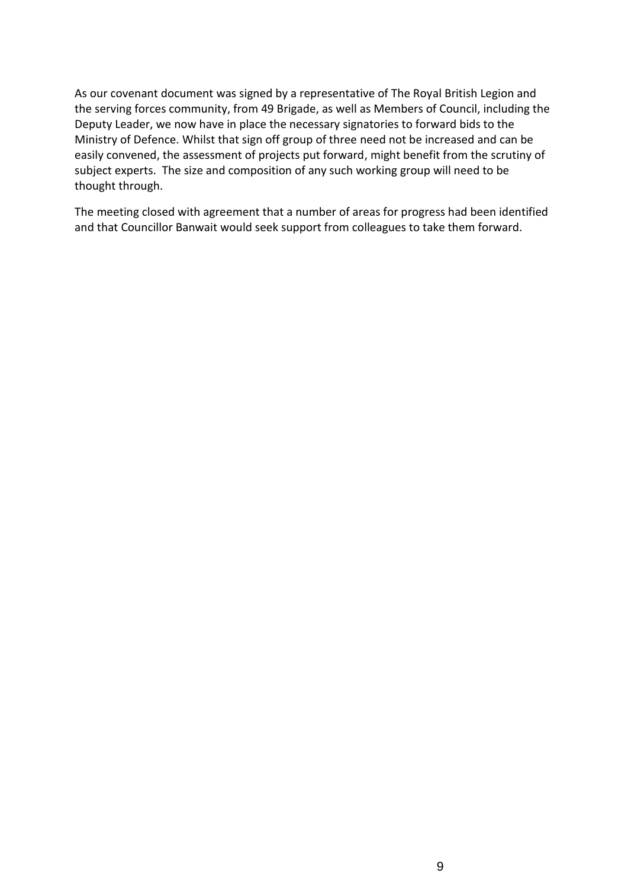As our covenant document was signed by a representative of The Royal British Legion and the serving forces community, from 49 Brigade, as well as Members of Council, including the Deputy Leader, we now have in place the necessary signatories to forward bids to the Ministry of Defence. Whilst that sign off group of three need not be increased and can be easily convened, the assessment of projects put forward, might benefit from the scrutiny of subject experts. The size and composition of any such working group will need to be thought through.

The meeting closed with agreement that a number of areas for progress had been identified and that Councillor Banwait would seek support from colleagues to take them forward.